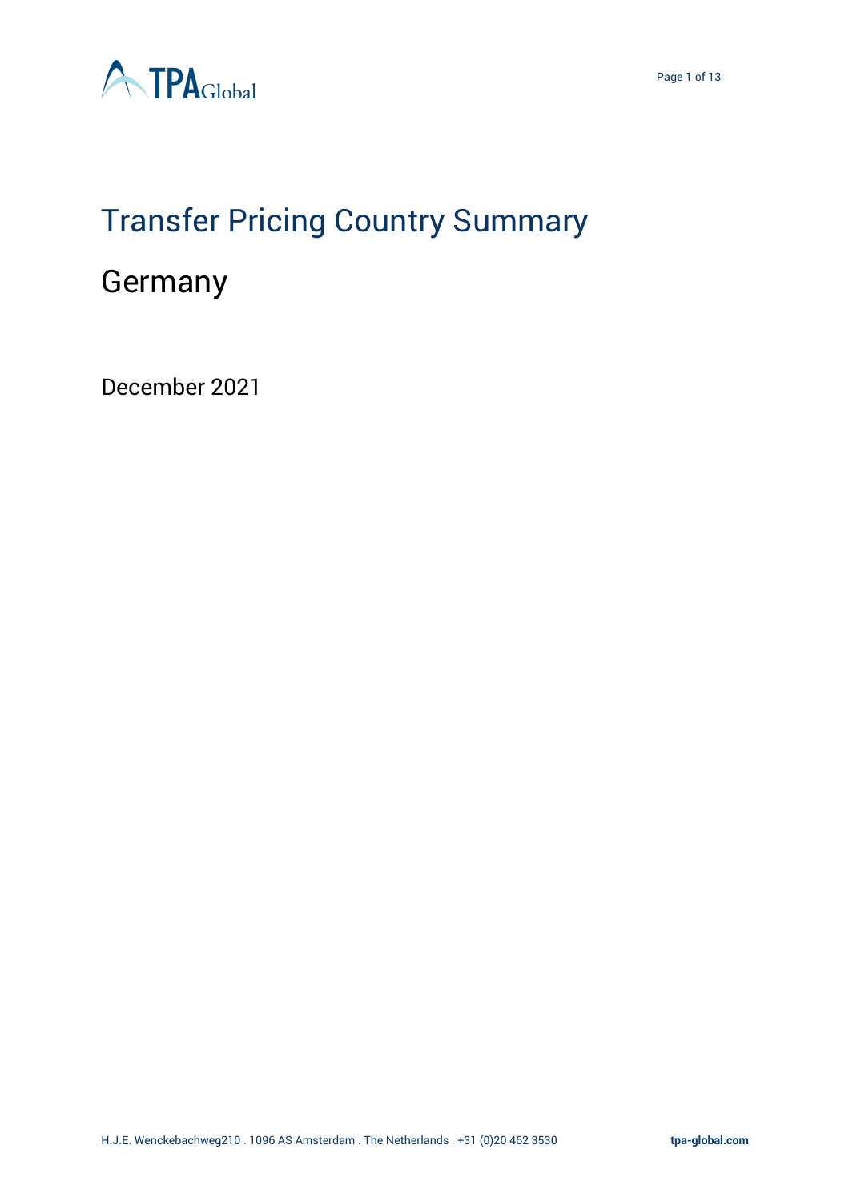# Transfer Pricing Country Summary

## Germany

December 2021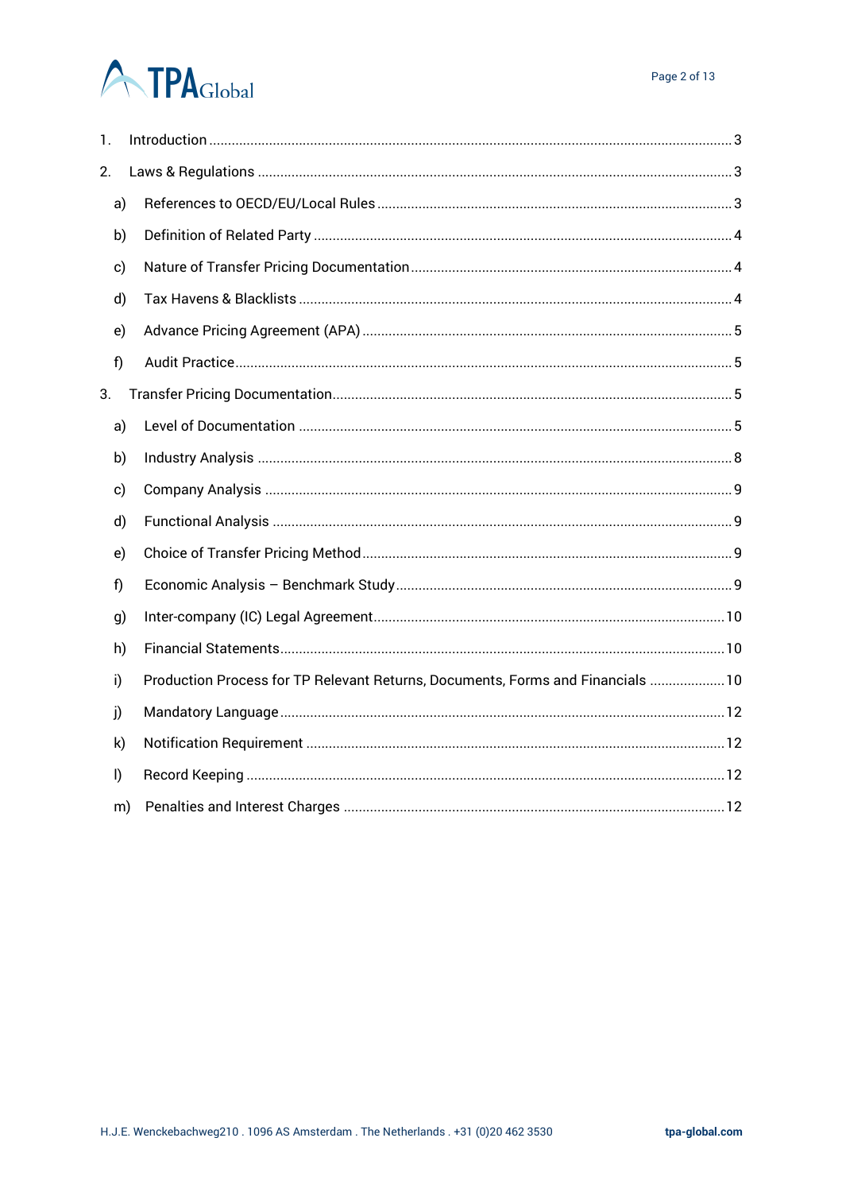1. Introduction ..... 3
2. Laws & Regulations ..... 3
   - a) References to OECD/EU/Local Rules ..... 3
   - b) Definition of Related Party ..... 4
   - c) Nature of Transfer Pricing Documentation ..... 4
   - d) Tax Havens & Blacklists ..... 4
   - e) Advance Pricing Agreement (APA) ..... 5
   - f) Audit Practice ..... 5
3. Transfer Pricing Documentation ..... 5
   - a) Level of Documentation ..... 5
   - b) Industry Analysis ..... 8
   - c) Company Analysis ..... 9
   - d) Functional Analysis ..... 9
   - e) Choice of Transfer Pricing Method ..... 9
   - f) Economic Analysis – Benchmark Study ..... 9
   - g) Inter-company (IC) Legal Agreement ..... 10
   - h) Financial Statements ..... 10
   - i) Production Process for TP Relevant Returns, Documents, Forms and Financials ..... 10
   - j) Mandatory Language ..... 12
   - k) Notification Requirement ..... 12
   - l) Record Keeping ..... 12
   - m) Penalties and Interest Charges ..... 12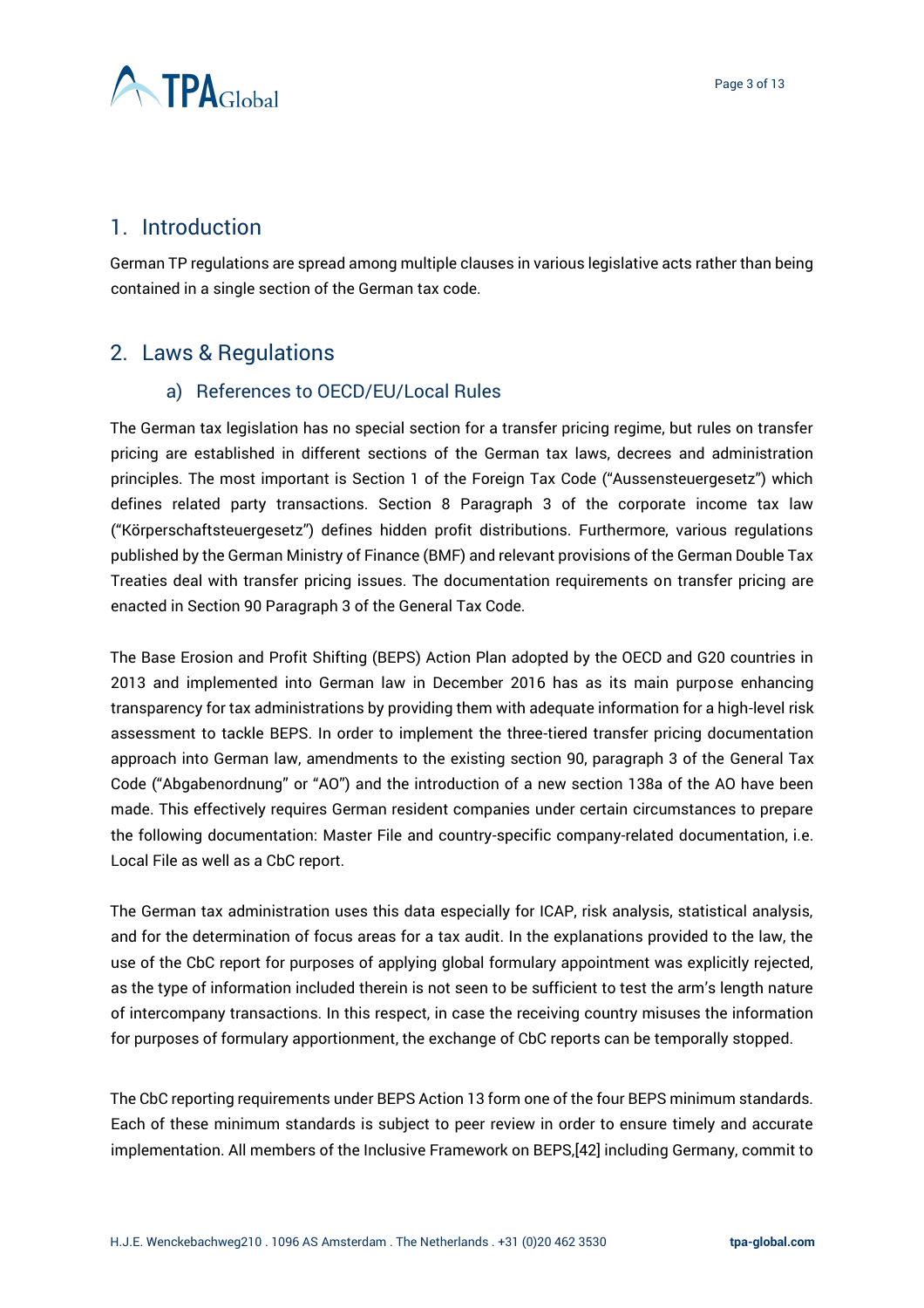## 1. Introduction

German TP regulations are spread among multiple clauses in various legislative acts rather than being contained in a single section of the German tax code.

## 2. Laws & Regulations

### a) References to OECD/EU/Local Rules

The German tax legislation has no special section for a transfer pricing regime, but rules on transfer pricing are established in different sections of the German tax laws, decrees and administration principles. The most important is Section 1 of the Foreign Tax Code ("Aussensteuergesetz") which defines related party transactions. Section 8 Paragraph 3 of the corporate income tax law ("Körperschaftsteuergesetz") defines hidden profit distributions. Furthermore, various regulations published by the German Ministry of Finance (BMF) and relevant provisions of the German Double Tax Treaties deal with transfer pricing issues. The documentation requirements on transfer pricing are enacted in Section 90 Paragraph 3 of the General Tax Code.

The Base Erosion and Profit Shifting (BEPS) Action Plan adopted by the OECD and G20 countries in 2013 and implemented into German law in December 2016 has as its main purpose enhancing transparency for tax administrations by providing them with adequate information for a high-level risk assessment to tackle BEPS. In order to implement the three-tiered transfer pricing documentation approach into German law, amendments to the existing section 90, paragraph 3 of the General Tax Code ("Abgabenordnung" or "AO") and the introduction of a new section 138a of the AO have been made. This effectively requires German resident companies under certain circumstances to prepare the following documentation: Master File and country-specific company-related documentation, i.e. Local File as well as a CbC report.

The German tax administration uses this data especially for ICAP, risk analysis, statistical analysis, and for the determination of focus areas for a tax audit. In the explanations provided to the law, the use of the CbC report for purposes of applying global formulary appointment was explicitly rejected, as the type of information included therein is not seen to be sufficient to test the arm's length nature of intercompany transactions. In this respect, in case the receiving country misuses the information for purposes of formulary apportionment, the exchange of CbC reports can be temporally stopped.

The CbC reporting requirements under BEPS Action 13 form one of the four BEPS minimum standards. Each of these minimum standards is subject to peer review in order to ensure timely and accurate implementation. All members of the Inclusive Framework on BEPS,[42] including Germany, commit to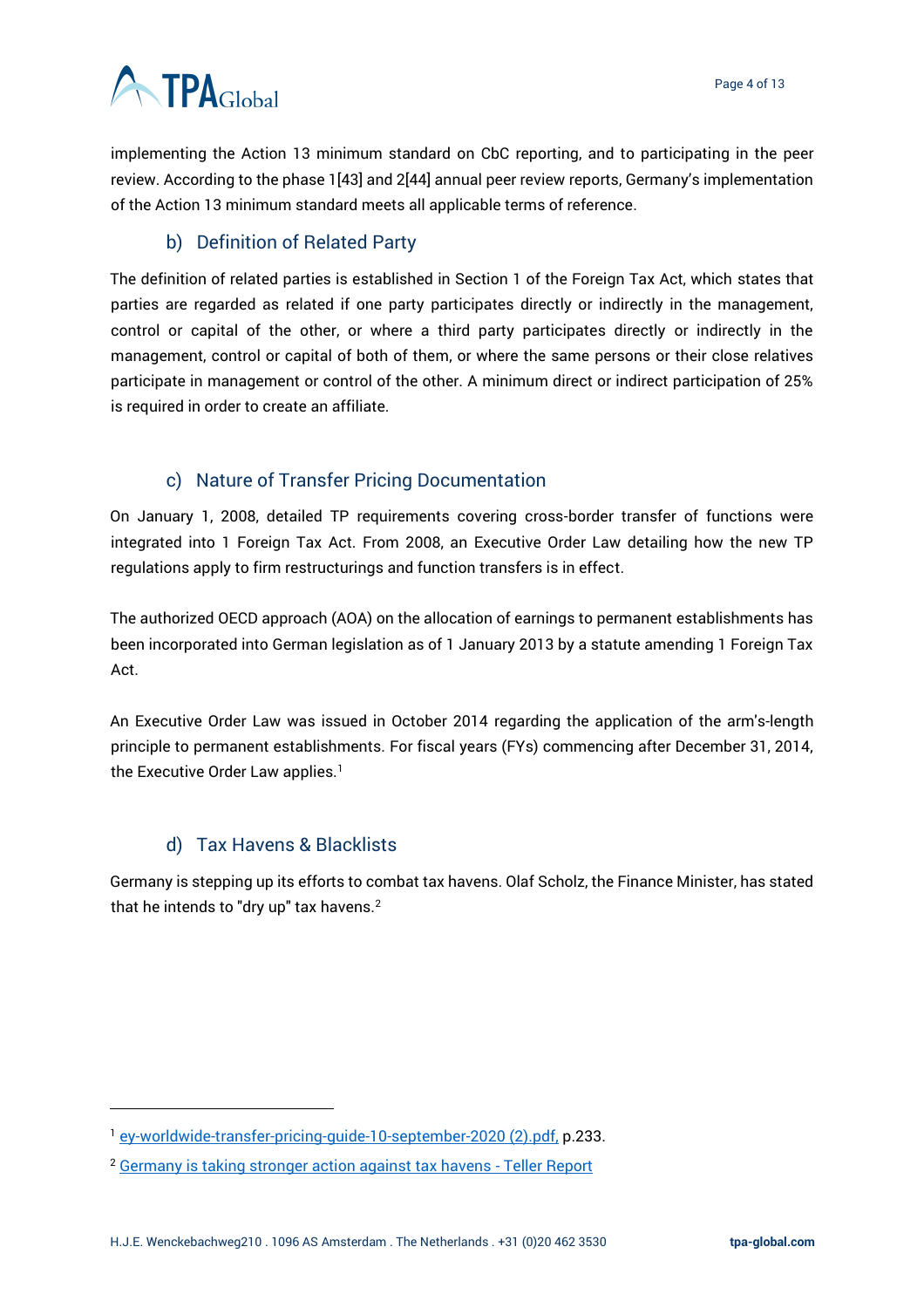implementing the Action 13 minimum standard on CbC reporting, and to participating in the peer review. According to the phase 1[43] and 2[44] annual peer review reports, Germany's implementation of the Action 13 minimum standard meets all applicable terms of reference.

### b) Definition of Related Party

The definition of related parties is established in Section 1 of the Foreign Tax Act, which states that parties are regarded as related if one party participates directly or indirectly in the management, control or capital of the other, or where a third party participates directly or indirectly in the management, control or capital of both of them, or where the same persons or their close relatives participate in management or control of the other. A minimum direct or indirect participation of 25% is required in order to create an affiliate.

### c) Nature of Transfer Pricing Documentation

On January 1, 2008, detailed TP requirements covering cross-border transfer of functions were integrated into 1 Foreign Tax Act. From 2008, an Executive Order Law detailing how the new TP regulations apply to firm restructurings and function transfers is in effect.

The authorized OECD approach (AOA) on the allocation of earnings to permanent establishments has been incorporated into German legislation as of 1 January 2013 by a statute amending 1 Foreign Tax Act.

An Executive Order Law was issued in October 2014 regarding the application of the arm's-length principle to permanent establishments. For fiscal years (FYs) commencing after December 31, 2014, the Executive Order Law applies.[1]

### d) Tax Havens & Blacklists

Germany is stepping up its efforts to combat tax havens. Olaf Scholz, the Finance Minister, has stated that he intends to "dry up" tax havens.[2]

---

[1] ey-worldwide-transfer-pricing-guide-10-september-2020 (2).pdf, p.233.

[2] Germany is taking stronger action against tax havens - Teller Report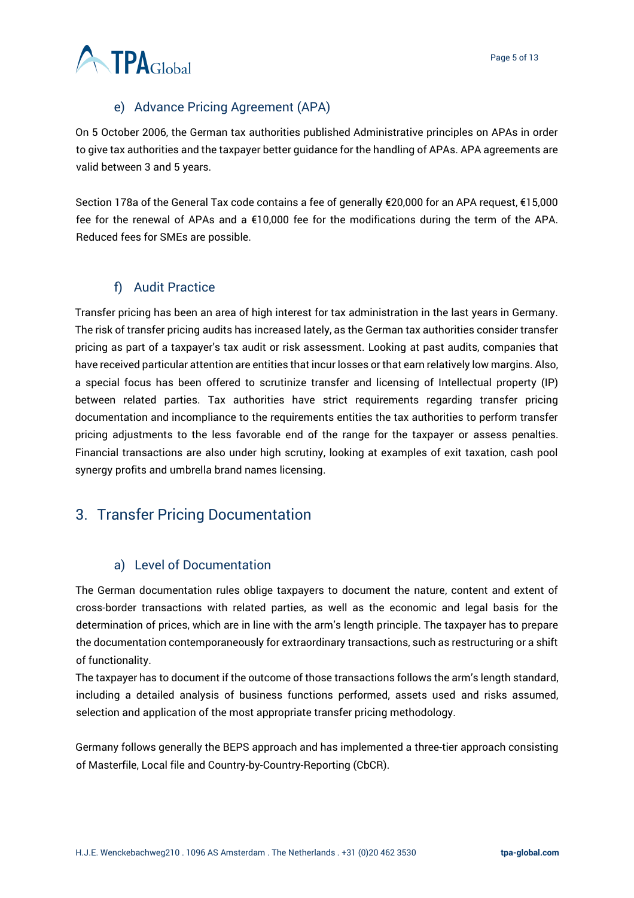### e) Advance Pricing Agreement (APA)

On 5 October 2006, the German tax authorities published Administrative principles on APAs in order to give tax authorities and the taxpayer better guidance for the handling of APAs. APA agreements are valid between 3 and 5 years.

Section 178a of the General Tax code contains a fee of generally €20,000 for an APA request, €15,000 fee for the renewal of APAs and a €10,000 fee for the modifications during the term of the APA. Reduced fees for SMEs are possible.

### f) Audit Practice

Transfer pricing has been an area of high interest for tax administration in the last years in Germany. The risk of transfer pricing audits has increased lately, as the German tax authorities consider transfer pricing as part of a taxpayer's tax audit or risk assessment. Looking at past audits, companies that have received particular attention are entities that incur losses or that earn relatively low margins. Also, a special focus has been offered to scrutinize transfer and licensing of Intellectual property (IP) between related parties. Tax authorities have strict requirements regarding transfer pricing documentation and incompliance to the requirements entities the tax authorities to perform transfer pricing adjustments to the less favorable end of the range for the taxpayer or assess penalties. Financial transactions are also under high scrutiny, looking at examples of exit taxation, cash pool synergy profits and umbrella brand names licensing.

## 3. Transfer Pricing Documentation

### a) Level of Documentation

The German documentation rules oblige taxpayers to document the nature, content and extent of cross-border transactions with related parties, as well as the economic and legal basis for the determination of prices, which are in line with the arm's length principle. The taxpayer has to prepare the documentation contemporaneously for extraordinary transactions, such as restructuring or a shift of functionality.
The taxpayer has to document if the outcome of those transactions follows the arm's length standard, including a detailed analysis of business functions performed, assets used and risks assumed, selection and application of the most appropriate transfer pricing methodology.

Germany follows generally the BEPS approach and has implemented a three-tier approach consisting of Masterfile, Local file and Country-by-Country-Reporting (CbCR).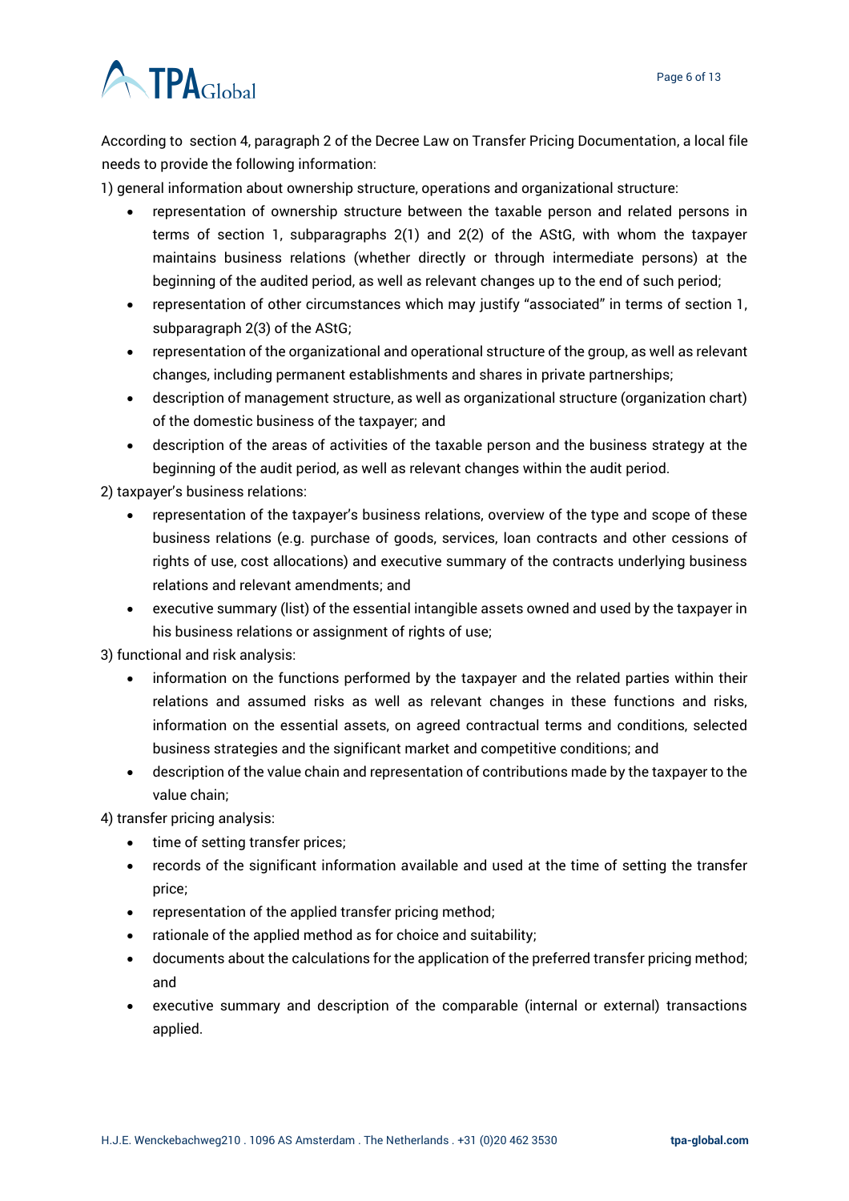According to section 4, paragraph 2 of the Decree Law on Transfer Pricing Documentation, a local file needs to provide the following information:

1) general information about ownership structure, operations and organizational structure:

- representation of ownership structure between the taxable person and related persons in terms of section 1, subparagraphs 2(1) and 2(2) of the AStG, with whom the taxpayer maintains business relations (whether directly or through intermediate persons) at the beginning of the audited period, as well as relevant changes up to the end of such period;
- representation of other circumstances which may justify "associated" in terms of section 1, subparagraph 2(3) of the AStG;
- representation of the organizational and operational structure of the group, as well as relevant changes, including permanent establishments and shares in private partnerships;
- description of management structure, as well as organizational structure (organization chart) of the domestic business of the taxpayer; and
- description of the areas of activities of the taxable person and the business strategy at the beginning of the audit period, as well as relevant changes within the audit period.

2) taxpayer's business relations:

- representation of the taxpayer's business relations, overview of the type and scope of these business relations (e.g. purchase of goods, services, loan contracts and other cessions of rights of use, cost allocations) and executive summary of the contracts underlying business relations and relevant amendments; and
- executive summary (list) of the essential intangible assets owned and used by the taxpayer in his business relations or assignment of rights of use;

3) functional and risk analysis:

- information on the functions performed by the taxpayer and the related parties within their relations and assumed risks as well as relevant changes in these functions and risks, information on the essential assets, on agreed contractual terms and conditions, selected business strategies and the significant market and competitive conditions; and
- description of the value chain and representation of contributions made by the taxpayer to the value chain;

4) transfer pricing analysis:

- time of setting transfer prices;
- records of the significant information available and used at the time of setting the transfer price;
- representation of the applied transfer pricing method;
- rationale of the applied method as for choice and suitability;
- documents about the calculations for the application of the preferred transfer pricing method; and
- executive summary and description of the comparable (internal or external) transactions applied.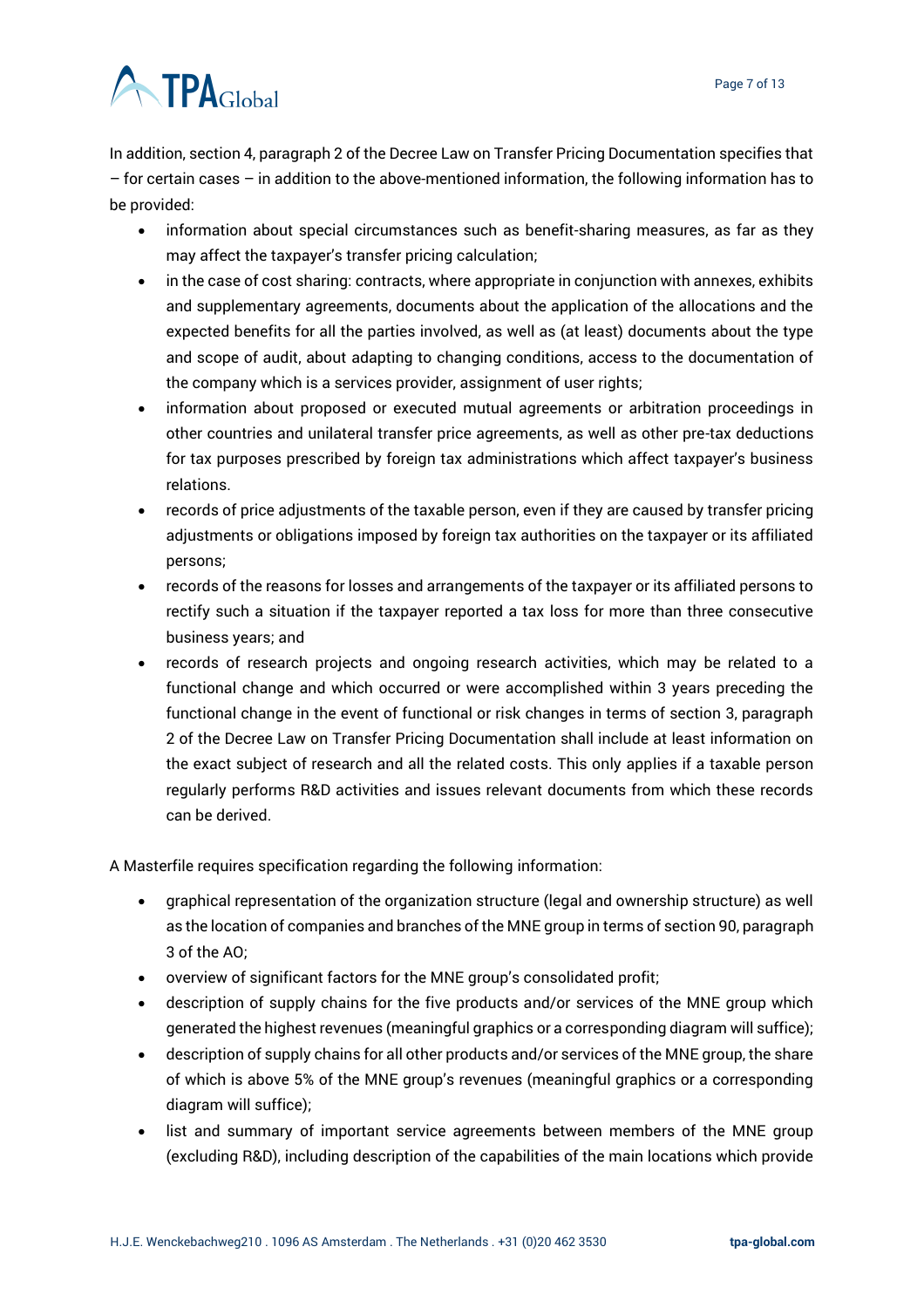In addition, section 4, paragraph 2 of the Decree Law on Transfer Pricing Documentation specifies that – for certain cases – in addition to the above-mentioned information, the following information has to be provided:

- information about special circumstances such as benefit-sharing measures, as far as they may affect the taxpayer's transfer pricing calculation;
- in the case of cost sharing: contracts, where appropriate in conjunction with annexes, exhibits and supplementary agreements, documents about the application of the allocations and the expected benefits for all the parties involved, as well as (at least) documents about the type and scope of audit, about adapting to changing conditions, access to the documentation of the company which is a services provider, assignment of user rights;
- information about proposed or executed mutual agreements or arbitration proceedings in other countries and unilateral transfer price agreements, as well as other pre-tax deductions for tax purposes prescribed by foreign tax administrations which affect taxpayer's business relations.
- records of price adjustments of the taxable person, even if they are caused by transfer pricing adjustments or obligations imposed by foreign tax authorities on the taxpayer or its affiliated persons;
- records of the reasons for losses and arrangements of the taxpayer or its affiliated persons to rectify such a situation if the taxpayer reported a tax loss for more than three consecutive business years; and
- records of research projects and ongoing research activities, which may be related to a functional change and which occurred or were accomplished within 3 years preceding the functional change in the event of functional or risk changes in terms of section 3, paragraph 2 of the Decree Law on Transfer Pricing Documentation shall include at least information on the exact subject of research and all the related costs. This only applies if a taxable person regularly performs R&D activities and issues relevant documents from which these records can be derived.

A Masterfile requires specification regarding the following information:

- graphical representation of the organization structure (legal and ownership structure) as well as the location of companies and branches of the MNE group in terms of section 90, paragraph 3 of the AO;
- overview of significant factors for the MNE group's consolidated profit;
- description of supply chains for the five products and/or services of the MNE group which generated the highest revenues (meaningful graphics or a corresponding diagram will suffice);
- description of supply chains for all other products and/or services of the MNE group, the share of which is above 5% of the MNE group's revenues (meaningful graphics or a corresponding diagram will suffice);
- list and summary of important service agreements between members of the MNE group (excluding R&D), including description of the capabilities of the main locations which provide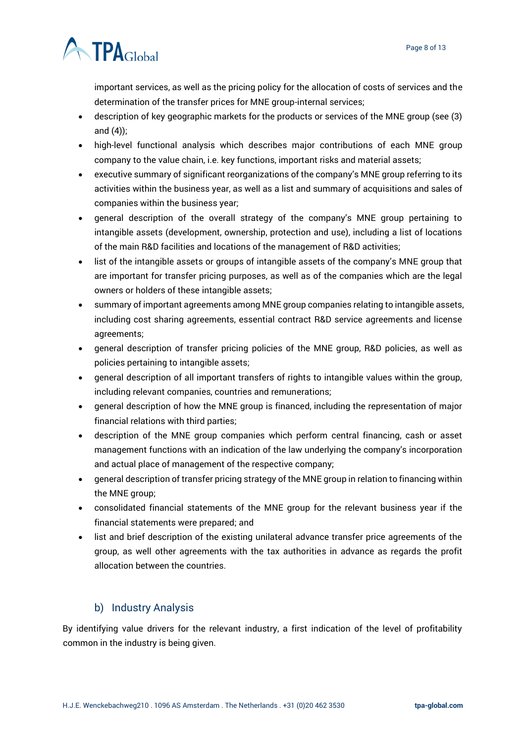important services, as well as the pricing policy for the allocation of costs of services and the determination of the transfer prices for MNE group-internal services;

- description of key geographic markets for the products or services of the MNE group (see (3) and (4));
- high-level functional analysis which describes major contributions of each MNE group company to the value chain, i.e. key functions, important risks and material assets;
- executive summary of significant reorganizations of the company's MNE group referring to its activities within the business year, as well as a list and summary of acquisitions and sales of companies within the business year;
- general description of the overall strategy of the company's MNE group pertaining to intangible assets (development, ownership, protection and use), including a list of locations of the main R&D facilities and locations of the management of R&D activities;
- list of the intangible assets or groups of intangible assets of the company's MNE group that are important for transfer pricing purposes, as well as of the companies which are the legal owners or holders of these intangible assets;
- summary of important agreements among MNE group companies relating to intangible assets, including cost sharing agreements, essential contract R&D service agreements and license agreements;
- general description of transfer pricing policies of the MNE group, R&D policies, as well as policies pertaining to intangible assets;
- general description of all important transfers of rights to intangible values within the group, including relevant companies, countries and remunerations;
- general description of how the MNE group is financed, including the representation of major financial relations with third parties;
- description of the MNE group companies which perform central financing, cash or asset management functions with an indication of the law underlying the company's incorporation and actual place of management of the respective company;
- general description of transfer pricing strategy of the MNE group in relation to financing within the MNE group;
- consolidated financial statements of the MNE group for the relevant business year if the financial statements were prepared; and
- list and brief description of the existing unilateral advance transfer price agreements of the group, as well other agreements with the tax authorities in advance as regards the profit allocation between the countries.

### b) Industry Analysis

By identifying value drivers for the relevant industry, a first indication of the level of profitability common in the industry is being given.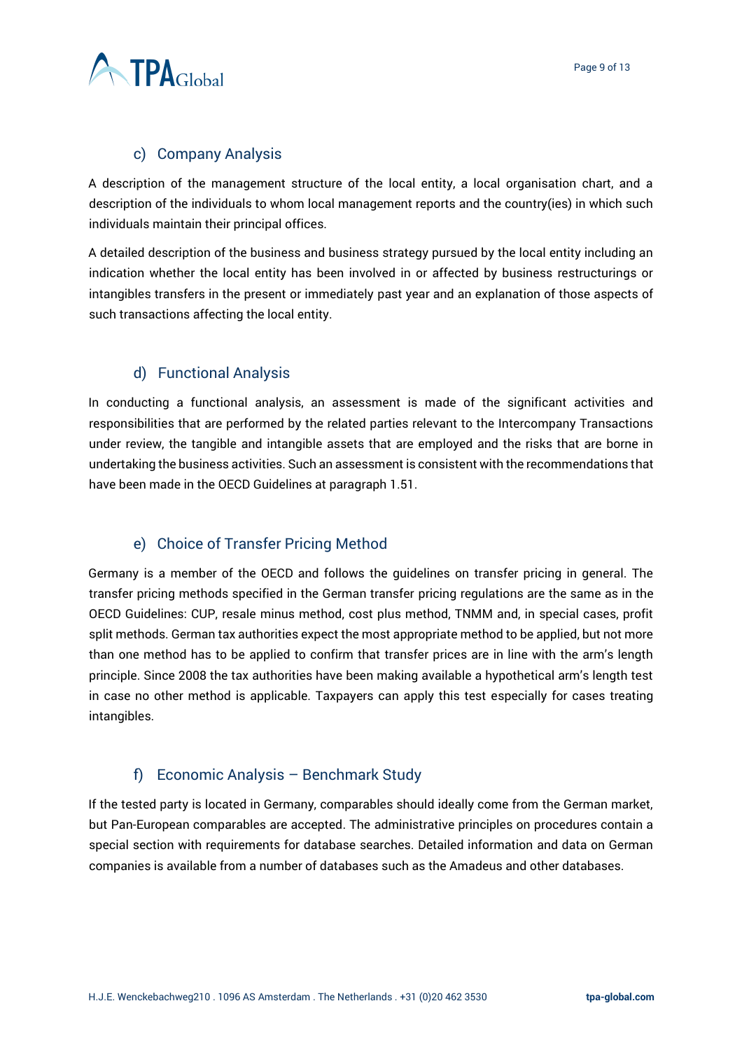### c) Company Analysis

A description of the management structure of the local entity, a local organisation chart, and a description of the individuals to whom local management reports and the country(ies) in which such individuals maintain their principal offices.

A detailed description of the business and business strategy pursued by the local entity including an indication whether the local entity has been involved in or affected by business restructurings or intangibles transfers in the present or immediately past year and an explanation of those aspects of such transactions affecting the local entity.

### d) Functional Analysis

In conducting a functional analysis, an assessment is made of the significant activities and responsibilities that are performed by the related parties relevant to the Intercompany Transactions under review, the tangible and intangible assets that are employed and the risks that are borne in undertaking the business activities. Such an assessment is consistent with the recommendations that have been made in the OECD Guidelines at paragraph 1.51.

### e) Choice of Transfer Pricing Method

Germany is a member of the OECD and follows the guidelines on transfer pricing in general. The transfer pricing methods specified in the German transfer pricing regulations are the same as in the OECD Guidelines: CUP, resale minus method, cost plus method, TNMM and, in special cases, profit split methods. German tax authorities expect the most appropriate method to be applied, but not more than one method has to be applied to confirm that transfer prices are in line with the arm's length principle. Since 2008 the tax authorities have been making available a hypothetical arm's length test in case no other method is applicable. Taxpayers can apply this test especially for cases treating intangibles.

### f) Economic Analysis – Benchmark Study

If the tested party is located in Germany, comparables should ideally come from the German market, but Pan-European comparables are accepted. The administrative principles on procedures contain a special section with requirements for database searches. Detailed information and data on German companies is available from a number of databases such as the Amadeus and other databases.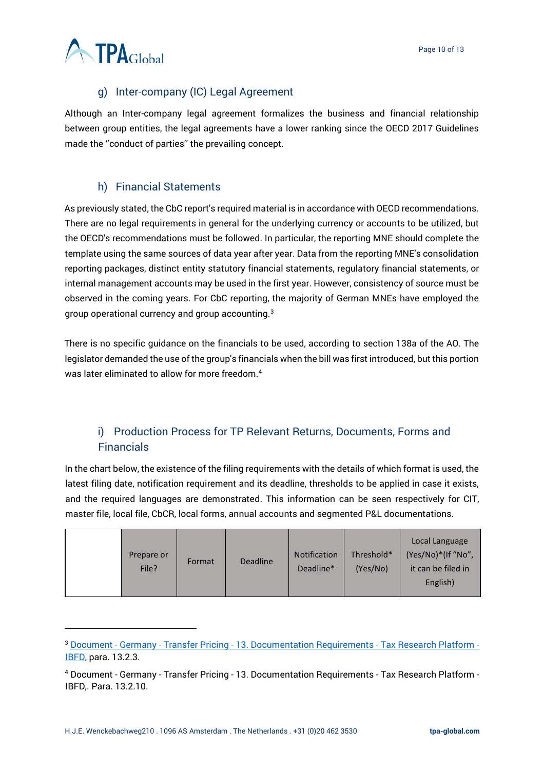### g) Inter-company (IC) Legal Agreement

Although an Inter-company legal agreement formalizes the business and financial relationship between group entities, the legal agreements have a lower ranking since the OECD 2017 Guidelines made the ''conduct of parties'' the prevailing concept.

### h) Financial Statements

As previously stated, the CbC report's required material is in accordance with OECD recommendations. There are no legal requirements in general for the underlying currency or accounts to be utilized, but the OECD's recommendations must be followed. In particular, the reporting MNE should complete the template using the same sources of data year after year. Data from the reporting MNE's consolidation reporting packages, distinct entity statutory financial statements, regulatory financial statements, or internal management accounts may be used in the first year. However, consistency of source must be observed in the coming years. For CbC reporting, the majority of German MNEs have employed the group operational currency and group accounting.[3]

There is no specific guidance on the financials to be used, according to section 138a of the AO. The legislator demanded the use of the group's financials when the bill was first introduced, but this portion was later eliminated to allow for more freedom.[4]

### i) Production Process for TP Relevant Returns, Documents, Forms and Financials

In the chart below, the existence of the filing requirements with the details of which format is used, the latest filing date, notification requirement and its deadline, thresholds to be applied in case it exists, and the required languages are demonstrated. This information can be seen respectively for CIT, master file, local file, CbCR, local forms, annual accounts and segmented P&L documentations.

| | Prepare or File? | Format | Deadline | Notification Deadline* | Threshold* (Yes/No) | Local Language (Yes/No)*(If "No", it can be filed in English) |
|---|---|---|---|---|---|---|

---

[3] Document - Germany - Transfer Pricing - 13. Documentation Requirements - Tax Research Platform - IBFD, para. 13.2.3.

[4] Document - Germany - Transfer Pricing - 13. Documentation Requirements - Tax Research Platform - IBFD,. Para. 13.2.10.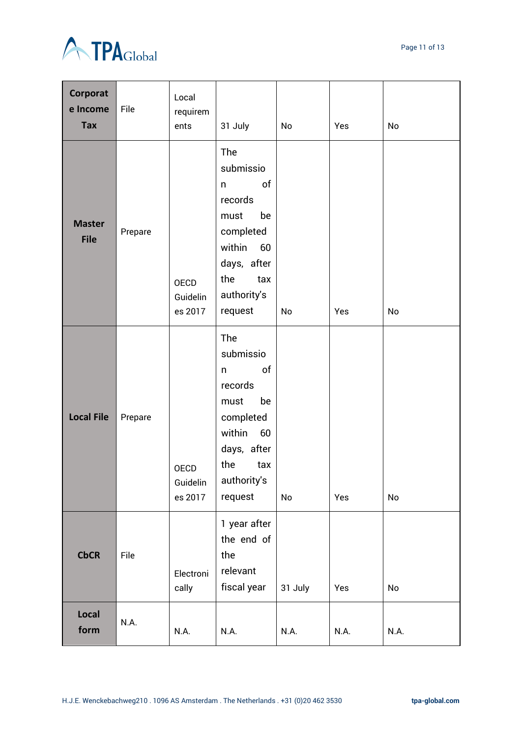| | | | | | | |
|---|---|---|---|---|---|---|
| **Corporate Income Tax** | File | Local requirements | 31 July | No | Yes | No |
| **Master File** | Prepare | OECD Guidelines 2017 | The submission of records must be completed within 60 days, after the tax authority's request | No | Yes | No |
| **Local File** | Prepare | OECD Guidelines 2017 | The submission of records must be completed within 60 days, after the tax authority's request | No | Yes | No |
| **CbCR** | File | Electronically | 1 year after the end of the relevant fiscal year | 31 July | Yes | No |
| **Local form** | N.A. | N.A. | N.A. | N.A. | N.A. | N.A. |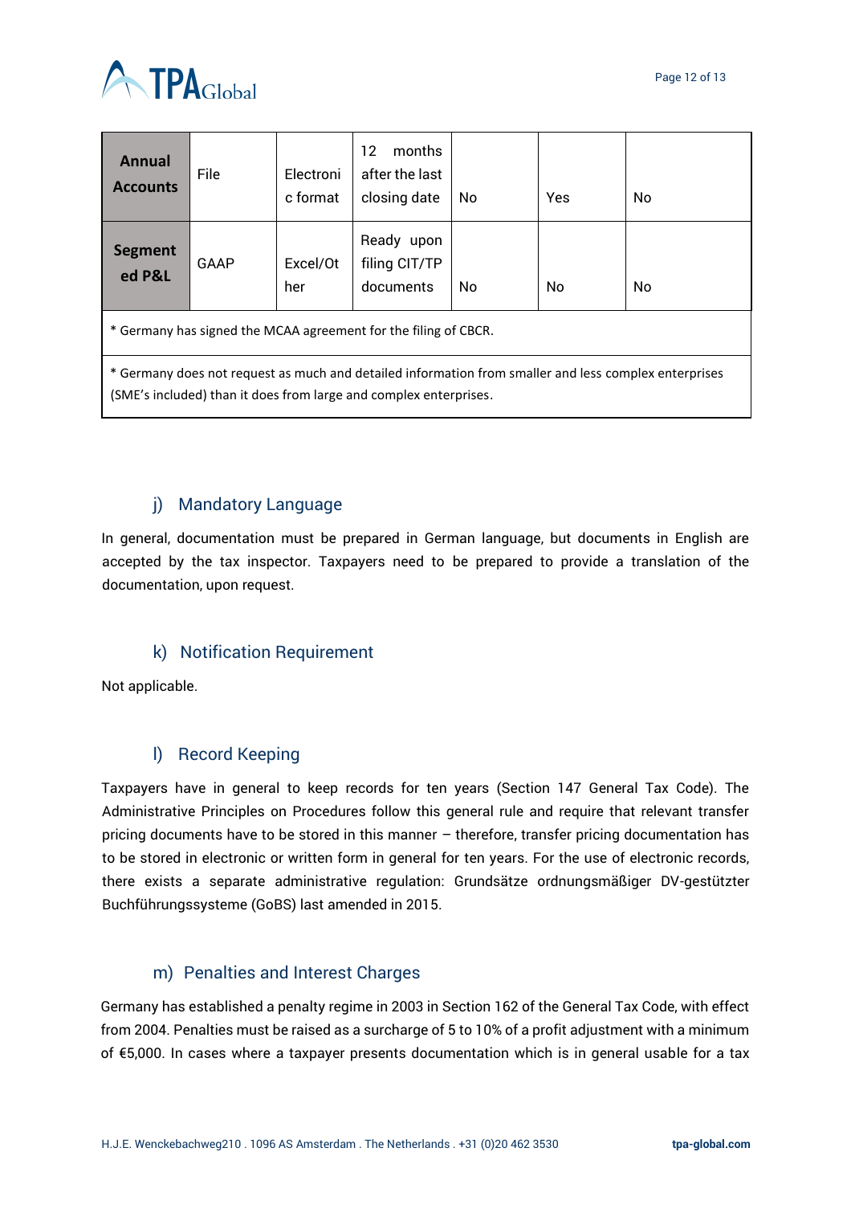| Annual Accounts | File | Electronic format | 12 months after the last closing date | No | Yes | No |
|---|---|---|---|---|---|---|
| Segmented P&L | GAAP | Excel/Other | Ready upon filing CIT/TP documents | No | No | No |
| * Germany has signed the MCAA agreement for the filing of CBCR. | | | | | | |
| * Germany does not request as much and detailed information from smaller and less complex enterprises (SME's included) than it does from large and complex enterprises. | | | | | | |

### j) Mandatory Language

In general, documentation must be prepared in German language, but documents in English are accepted by the tax inspector. Taxpayers need to be prepared to provide a translation of the documentation, upon request.

### k) Notification Requirement

Not applicable.

### l) Record Keeping

Taxpayers have in general to keep records for ten years (Section 147 General Tax Code). The Administrative Principles on Procedures follow this general rule and require that relevant transfer pricing documents have to be stored in this manner – therefore, transfer pricing documentation has to be stored in electronic or written form in general for ten years. For the use of electronic records, there exists a separate administrative regulation: Grundsätze ordnungsmäßiger DV-gestützter Buchführungssysteme (GoBS) last amended in 2015.

### m) Penalties and Interest Charges

Germany has established a penalty regime in 2003 in Section 162 of the General Tax Code, with effect from 2004. Penalties must be raised as a surcharge of 5 to 10% of a profit adjustment with a minimum of €5,000. In cases where a taxpayer presents documentation which is in general usable for a tax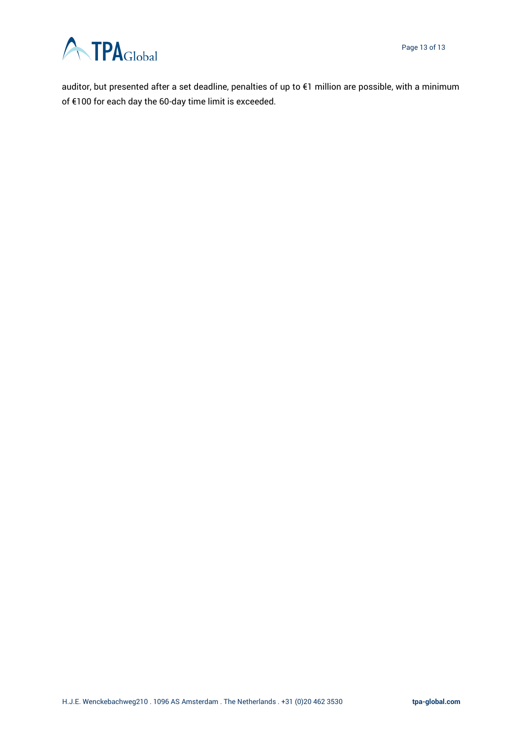auditor, but presented after a set deadline, penalties of up to €1 million are possible, with a minimum of €100 for each day the 60-day time limit is exceeded.